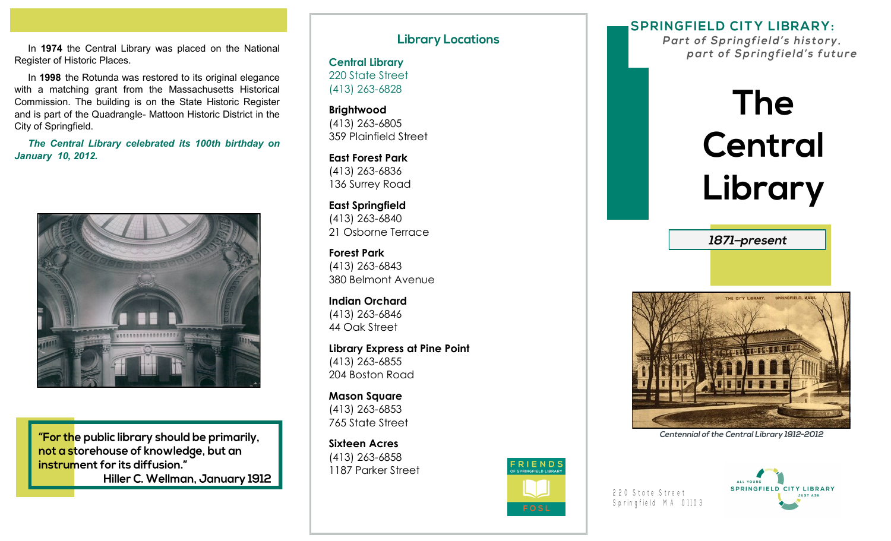In **1974** the Central Library was placed on the National Register of Historic Places.

In **1998** the Rotunda was restored to its original elegance with a matching grant from the Massachusetts Historical Commission. The building is on the State Historic Register and is part of the Quadrangle- Mattoon Historic District in the City of Springfield.

***The Central Library celebrated its 100th birthday on January 10, 2012.***

**"For the public library should be primarily, not a storehouse of knowledge, but an instrument for its diffusion."**
**Hiller C. Wellman, January 1912**

## Library Locations

**Central Library**
220 State Street
(413) 263-6828

**Brightwood**
(413) 263-6805
359 Plainfield Street

**East Forest Park**
(413) 263-6836
136 Surrey Road

**East Springfield**
(413) 263-6840
21 Osborne Terrace

**Forest Park**
(413) 263-6843
380 Belmont Avenue

**Indian Orchard**
(413) 263-6846
44 Oak Street

**Library Express at Pine Point**
(413) 263-6855
204 Boston Road

**Mason Square**
(413) 263-6853
765 State Street

**Sixteen Acres**
(413) 263-6858
1187 Parker Street

FRIENDS OF SPRINGFIELD LIBRARY
FOSL

## SPRINGFIELD CITY LIBRARY:

*Part of Springfield's history, part of Springfield's future*

# The Central Library

***1871–present***

*Centennial of the Central Library 1912-2012*

220 State Street
Springfield MA 01103

ALL YOURS
SPRINGFIELD CITY LIBRARY
JUST ASK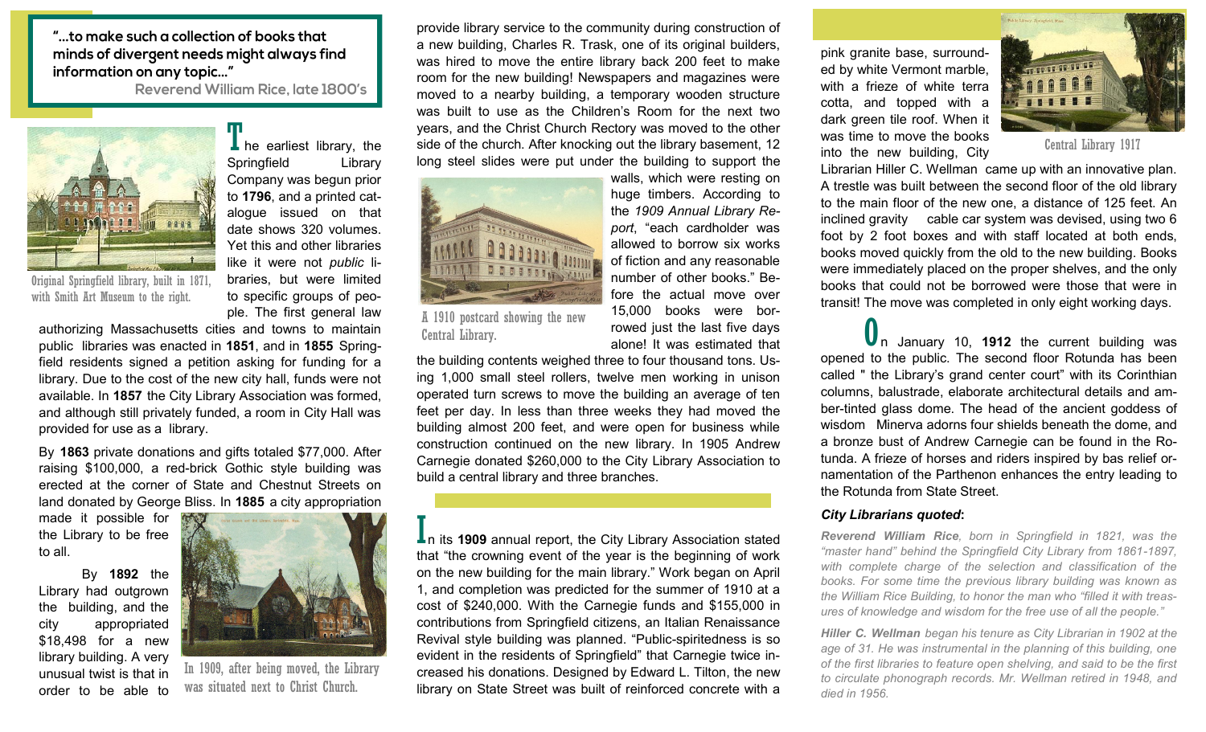**"...to make such a collection of books that minds of divergent needs might always find information on any topic..."**
**Reverend William Rice, late 1800's**

Original Springfield library, built in 1871, with Smith Art Museum to the right.

The earliest library, the Springfield Library Company was begun prior to **1796**, and a printed catalogue issued on that date shows 320 volumes. Yet this and other libraries like it were not *public* libraries, but were limited to specific groups of people. The first general law authorizing Massachusetts cities and towns to maintain public libraries was enacted in **1851**, and in **1855** Springfield residents signed a petition asking for funding for a library. Due to the cost of the new city hall, funds were not available. In **1857** the City Library Association was formed, and although still privately funded, a room in City Hall was provided for use as a library.

By **1863** private donations and gifts totaled $77,000. After raising $100,000, a red-brick Gothic style building was erected at the corner of State and Chestnut Streets on land donated by George Bliss. In **1885** a city appropriation made it possible for the Library to be free to all.

By **1892** the Library had outgrown the building, and the city appropriated $18,498 for a new library building. A very unusual twist is that in order to be able to provide library service to the community during construction of a new building, Charles R. Trask, one of its original builders, was hired to move the entire library back 200 feet to make room for the new building! Newspapers and magazines were moved to a nearby building, a temporary wooden structure was built to use as the Children's Room for the next two years, and the Christ Church Rectory was moved to the other side of the church. After knocking out the library basement, 12 long steel slides were put under the building to support the walls, which were resting on huge timbers. According to the *1909 Annual Library Report*, "each cardholder was allowed to borrow six works of fiction and any reasonable number of other books." Before the actual move over 15,000 books were borrowed just the last five days alone! It was estimated that the building contents weighed three to four thousand tons. Using 1,000 small steel rollers, twelve men working in unison operated turn screws to move the building an average of ten feet per day. In less than three weeks they had moved the building almost 200 feet, and were open for business while construction continued on the new library. In 1905 Andrew Carnegie donated $260,000 to the City Library Association to build a central library and three branches.

In 1909, after being moved, the Library was situated next to Christ Church.

A 1910 postcard showing the new Central Library.

In its **1909** annual report, the City Library Association stated that "the crowning event of the year is the beginning of work on the new building for the main library." Work began on April 1, and completion was predicted for the summer of 1910 at a cost of $240,000. With the Carnegie funds and $155,000 in contributions from Springfield citizens, an Italian Renaissance Revival style building was planned. "Public-spiritedness is so evident in the residents of Springfield" that Carnegie twice increased his donations. Designed by Edward L. Tilton, the new library on State Street was built of reinforced concrete with a pink granite base, surrounded by white Vermont marble, with a frieze of white terra cotta, and topped with a dark green tile roof. When it was time to move the books into the new building, City Librarian Hiller C. Wellman came up with an innovative plan. A trestle was built between the second floor of the old library to the main floor of the new one, a distance of 125 feet. An inclined gravity cable car system was devised, using two 6 foot by 2 foot boxes and with staff located at both ends, books moved quickly from the old to the new building. Books were immediately placed on the proper shelves, and the only books that could not be borrowed were those that were in transit! The move was completed in only eight working days.

Central Library 1917

On January 10, **1912** the current building was opened to the public. The second floor Rotunda has been called " the Library's grand center court" with its Corinthian columns, balustrade, elaborate architectural details and amber-tinted glass dome. The head of the ancient goddess of wisdom Minerva adorns four shields beneath the dome, and a bronze bust of Andrew Carnegie can be found in the Rotunda. A frieze of horses and riders inspired by bas relief ornamentation of the Parthenon enhances the entry leading to the Rotunda from State Street.

***City Librarians quoted*:**

***Reverend William Rice**, born in Springfield in 1821, was the "master hand" behind the Springfield City Library from 1861-1897, with complete charge of the selection and classification of the books. For some time the previous library building was known as the William Rice Building, to honor the man who "filled it with treasures of knowledge and wisdom for the free use of all the people."*

***Hiller C. Wellman** began his tenure as City Librarian in 1902 at the age of 31. He was instrumental in the planning of this building, one of the first libraries to feature open shelving, and said to be the first to circulate phonograph records. Mr. Wellman retired in 1948, and died in 1956.*